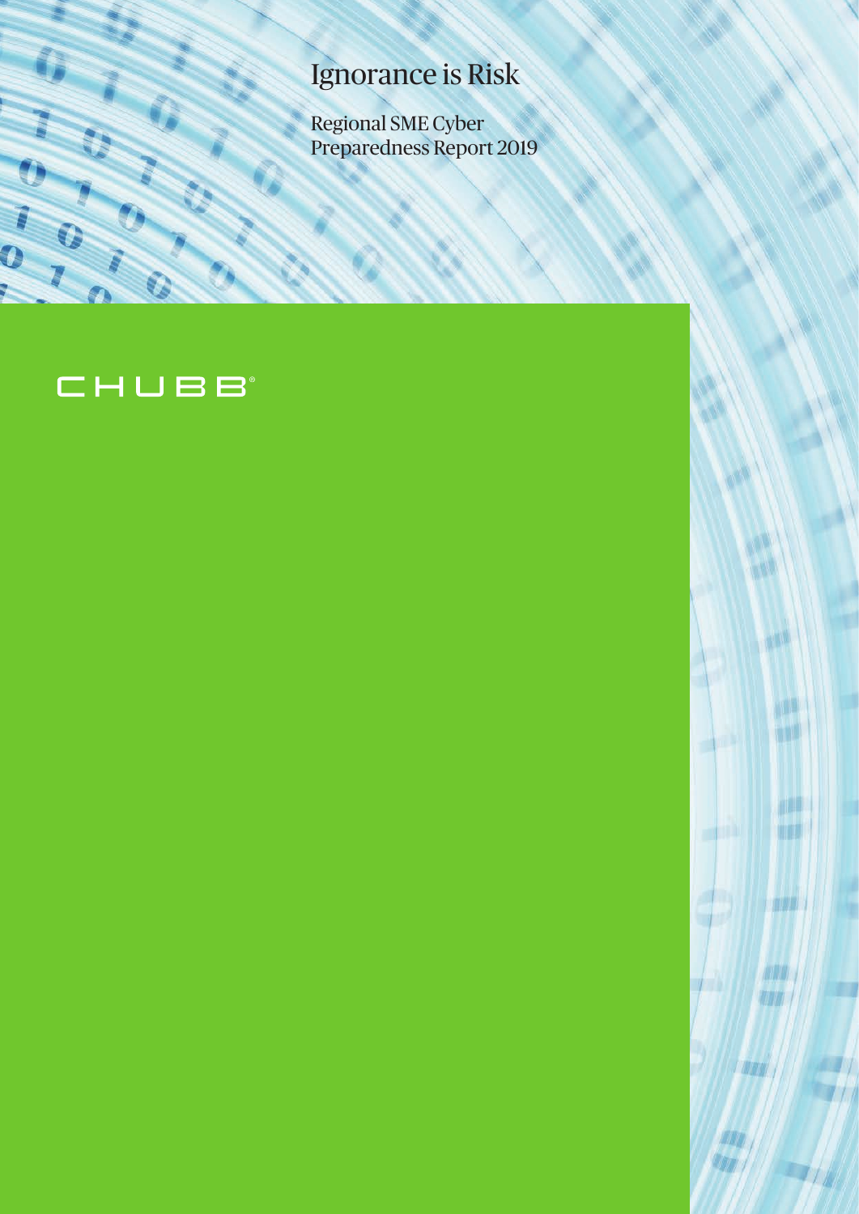# Ignorance is Risk

Regional SME Cyber Preparedness Report 2019

CHUBB®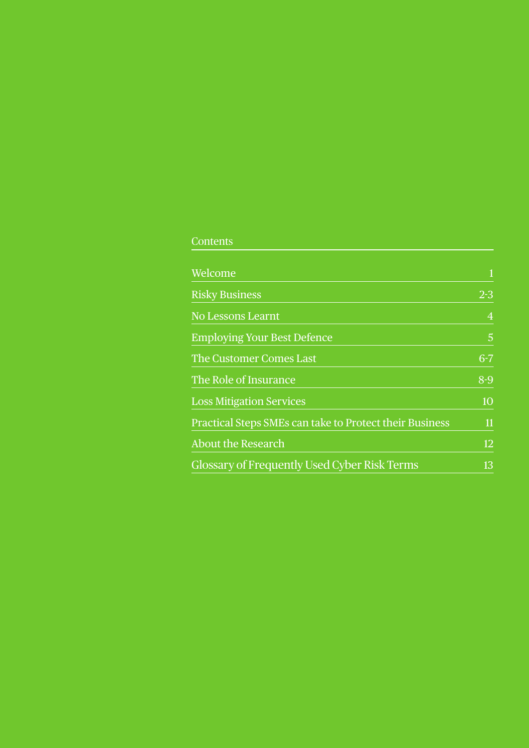## Contents

| | |
|---|---|
| Welcome | 1 |
| Risky Business | 2-3 |
| No Lessons Learnt | 4 |
| Employing Your Best Defence | 5 |
| The Customer Comes Last | 6-7 |
| The Role of Insurance | 8-9 |
| Loss Mitigation Services | 10 |
| Practical Steps SMEs can take to Protect their Business | 11 |
| About the Research | 12 |
| Glossary of Frequently Used Cyber Risk Terms | 13 |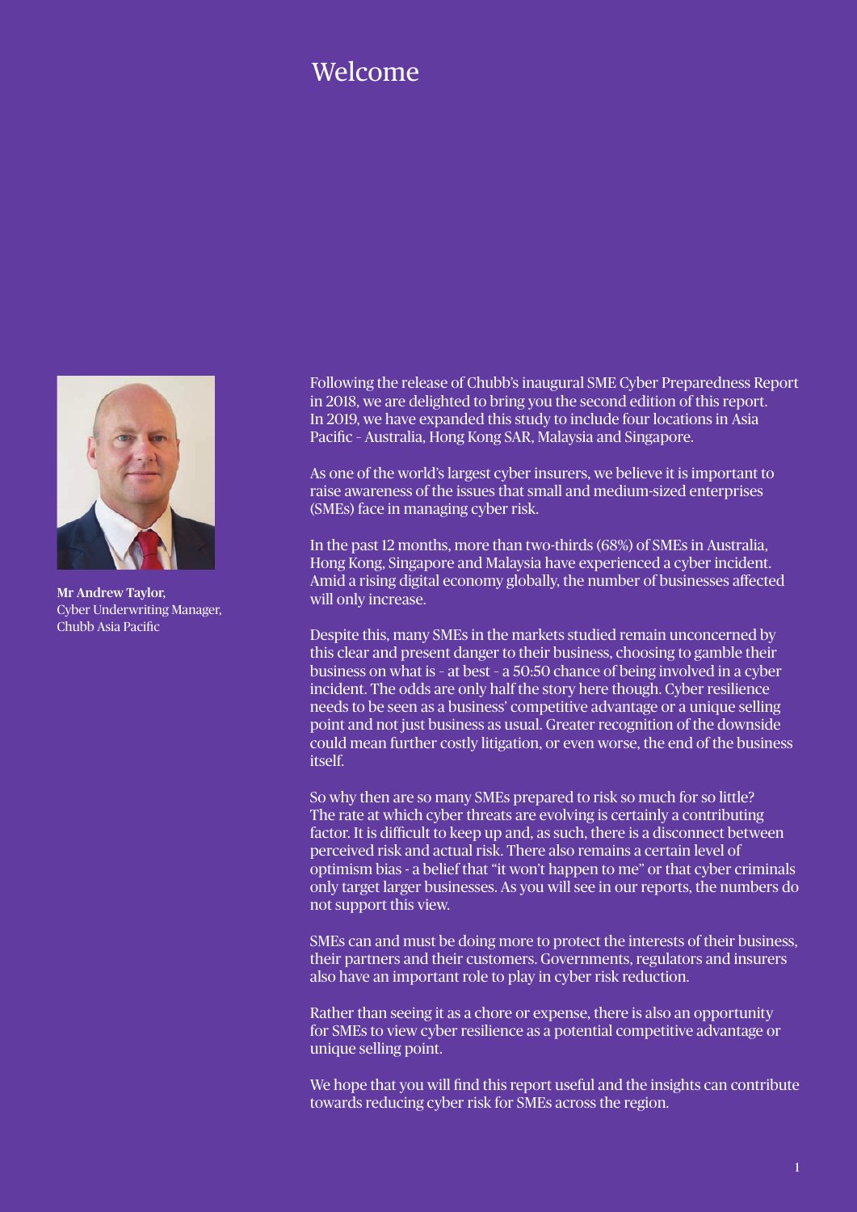# Welcome

**Mr Andrew Taylor,**
Cyber Underwriting Manager,
Chubb Asia Pacific

Following the release of Chubb's inaugural SME Cyber Preparedness Report in 2018, we are delighted to bring you the second edition of this report. In 2019, we have expanded this study to include four locations in Asia Pacific – Australia, Hong Kong SAR, Malaysia and Singapore.

As one of the world's largest cyber insurers, we believe it is important to raise awareness of the issues that small and medium-sized enterprises (SMEs) face in managing cyber risk.

In the past 12 months, more than two-thirds (68%) of SMEs in Australia, Hong Kong, Singapore and Malaysia have experienced a cyber incident. Amid a rising digital economy globally, the number of businesses affected will only increase.

Despite this, many SMEs in the markets studied remain unconcerned by this clear and present danger to their business, choosing to gamble their business on what is – at best – a 50:50 chance of being involved in a cyber incident. The odds are only half the story here though. Cyber resilience needs to be seen as a business' competitive advantage or a unique selling point and not just business as usual. Greater recognition of the downside could mean further costly litigation, or even worse, the end of the business itself.

So why then are so many SMEs prepared to risk so much for so little? The rate at which cyber threats are evolving is certainly a contributing factor. It is difficult to keep up and, as such, there is a disconnect between perceived risk and actual risk. There also remains a certain level of optimism bias - a belief that "it won't happen to me" or that cyber criminals only target larger businesses. As you will see in our reports, the numbers do not support this view.

SMEs can and must be doing more to protect the interests of their business, their partners and their customers. Governments, regulators and insurers also have an important role to play in cyber risk reduction.

Rather than seeing it as a chore or expense, there is also an opportunity for SMEs to view cyber resilience as a potential competitive advantage or unique selling point.

We hope that you will find this report useful and the insights can contribute towards reducing cyber risk for SMEs across the region.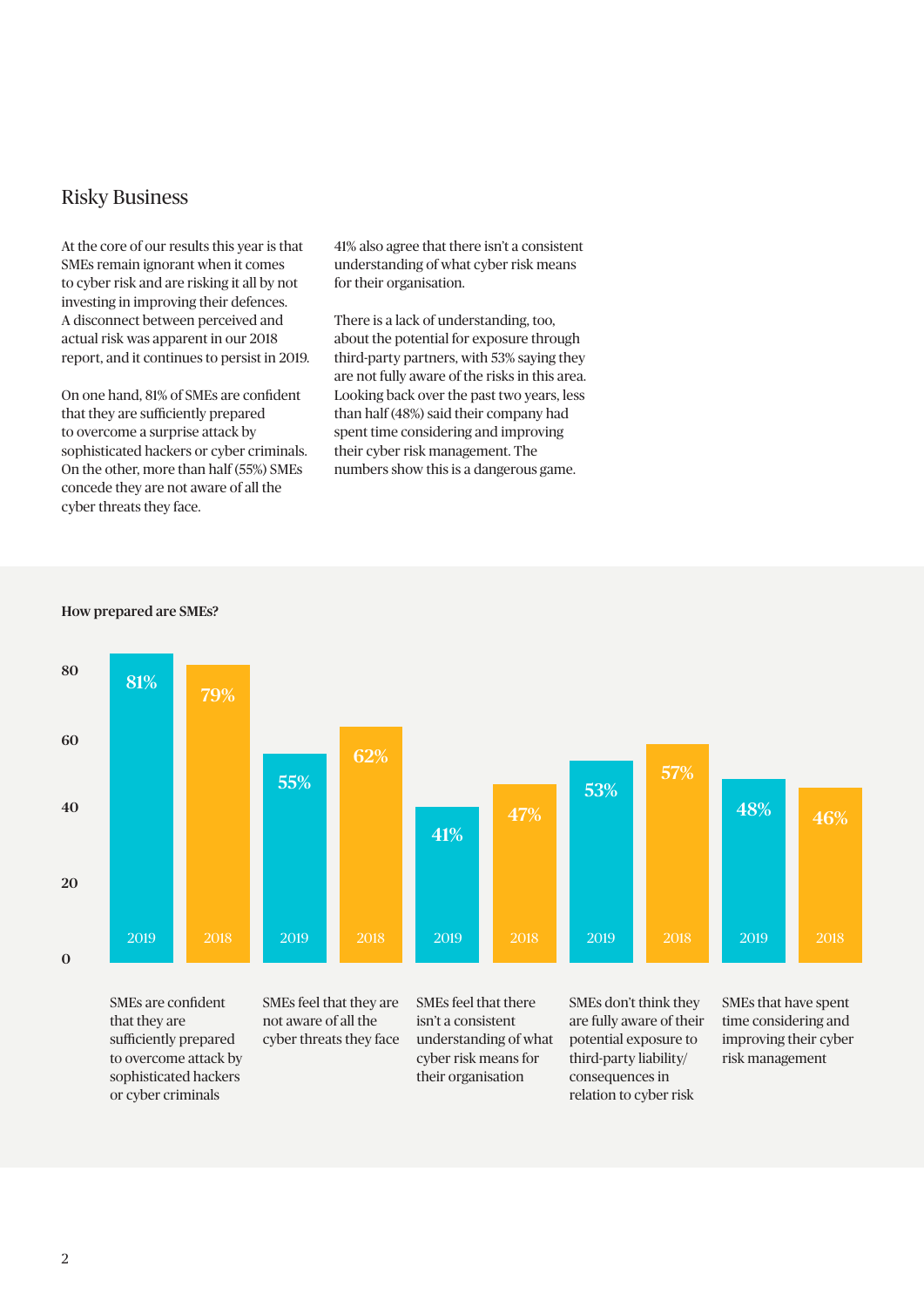## Risky Business

At the core of our results this year is that SMEs remain ignorant when it comes to cyber risk and are risking it all by not investing in improving their defences. A disconnect between perceived and actual risk was apparent in our 2018 report, and it continues to persist in 2019.

On one hand, 81% of SMEs are confident that they are sufficiently prepared to overcome a surprise attack by sophisticated hackers or cyber criminals. On the other, more than half (55%) SMEs concede they are not aware of all the cyber threats they face.

41% also agree that there isn't a consistent understanding of what cyber risk means for their organisation.

There is a lack of understanding, too, about the potential for exposure through third-party partners, with 53% saying they are not fully aware of the risks in this area. Looking back over the past two years, less than half (48%) said their company had spent time considering and improving their cyber risk management. The numbers show this is a dangerous game.

**How prepared are SMEs?**

| | 2019 | 2018 |
|---|---|---|
| SMEs are confident that they are sufficiently prepared to overcome a surprise attack by sophisticated hackers or cyber criminals | 81% | 79% |
| SMEs feel that they are not aware of all the cyber threats they face | 55% | 62% |
| SMEs feel that there isn't a consistent understanding of what cyber risk means for their organisation | 41% | 47% |
| SMEs don't think they are fully aware of their potential exposure to third-party liability/ consequences in relation to cyber risk | 53% | 57% |
| SMEs that have spent time considering and improving their cyber risk management | 48% | 46% |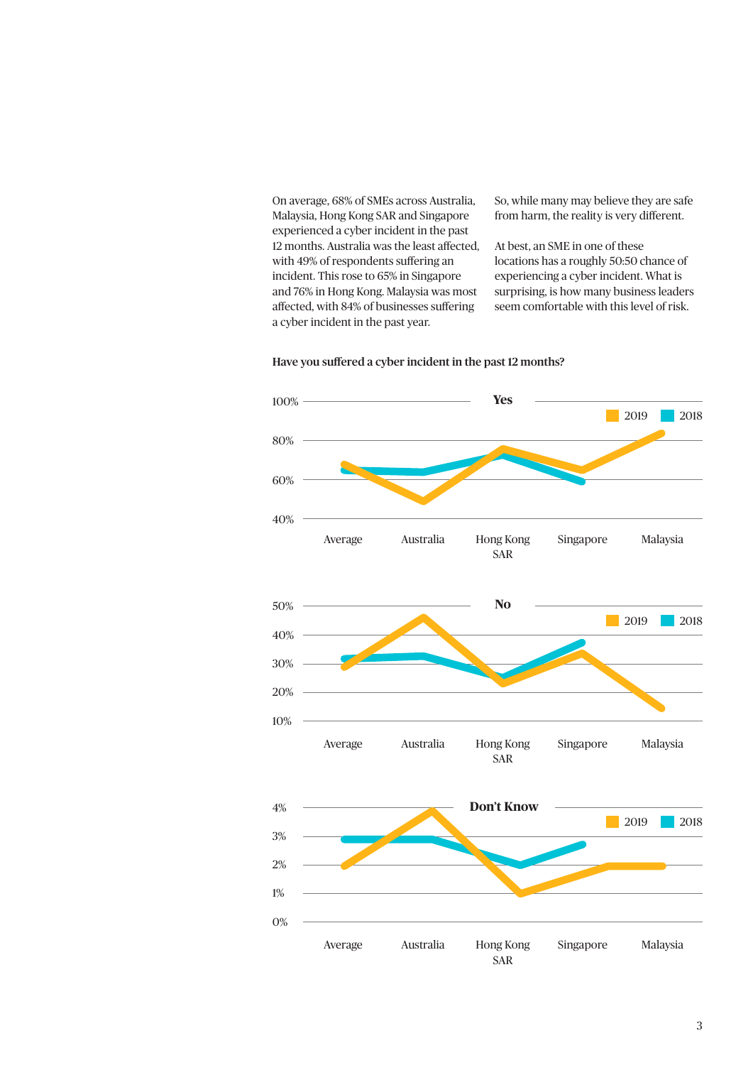On average, 68% of SMEs across Australia, Malaysia, Hong Kong SAR and Singapore experienced a cyber incident in the past 12 months. Australia was the least affected, with 49% of respondents suffering an incident. This rose to 65% in Singapore and 76% in Hong Kong. Malaysia was most affected, with 84% of businesses suffering a cyber incident in the past year.

So, while many may believe they are safe from harm, the reality is very different.

At best, an SME in one of these locations has a roughly 50:50 chance of experiencing a cyber incident. What is surprising, is how many business leaders seem comfortable with this level of risk.

**Have you suffered a cyber incident in the past 12 months?**

**Yes**

100%
80%
60%
40%

2019 2018

Average Australia Hong Kong SAR Singapore Malaysia

**No**

50%
40%
30%
20%
10%

2019 2018

Average Australia Hong Kong SAR Singapore Malaysia

**Don't Know**

4%
3%
2%
1%
0%

2019 2018

Average Australia Hong Kong SAR Singapore Malaysia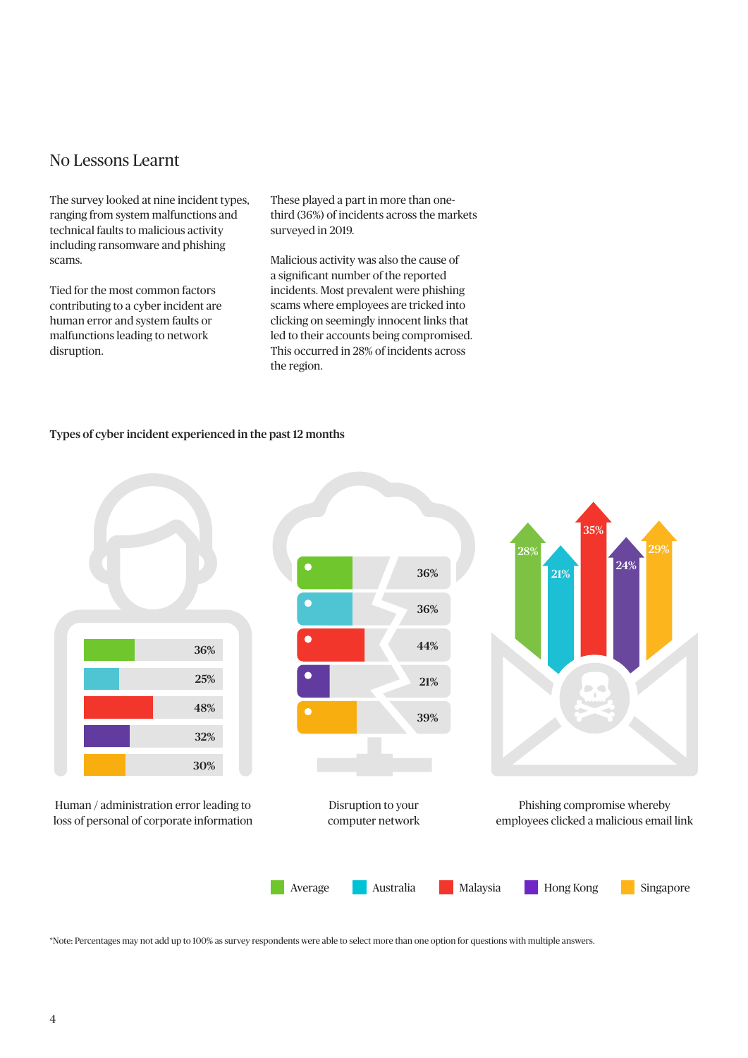## No Lessons Learnt

The survey looked at nine incident types, ranging from system malfunctions and technical faults to malicious activity including ransomware and phishing scams.

Tied for the most common factors contributing to a cyber incident are human error and system faults or malfunctions leading to network disruption.

These played a part in more than one-third (36%) of incidents across the markets surveyed in 2019.

Malicious activity was also the cause of a significant number of the reported incidents. Most prevalent were phishing scams where employees are tricked into clicking on seemingly innocent links that led to their accounts being compromised. This occurred in 28% of incidents across the region.

**Types of cyber incident experienced in the past 12 months**

| | Human / administration error leading to loss of personal of corporate information | Disruption to your computer network | Phishing compromise whereby employees clicked a malicious email link |
|---|---|---|---|
| Average | 36% | 36% | 28% |
| Australia | 25% | 36% | 21% |
| Malaysia | 48% | 44% | 35% |
| Hong Kong | 32% | 21% | 24% |
| Singapore | 30% | 39% | 29% |

*Note: Percentages may not add up to 100% as survey respondents were able to select more than one option for questions with multiple answers.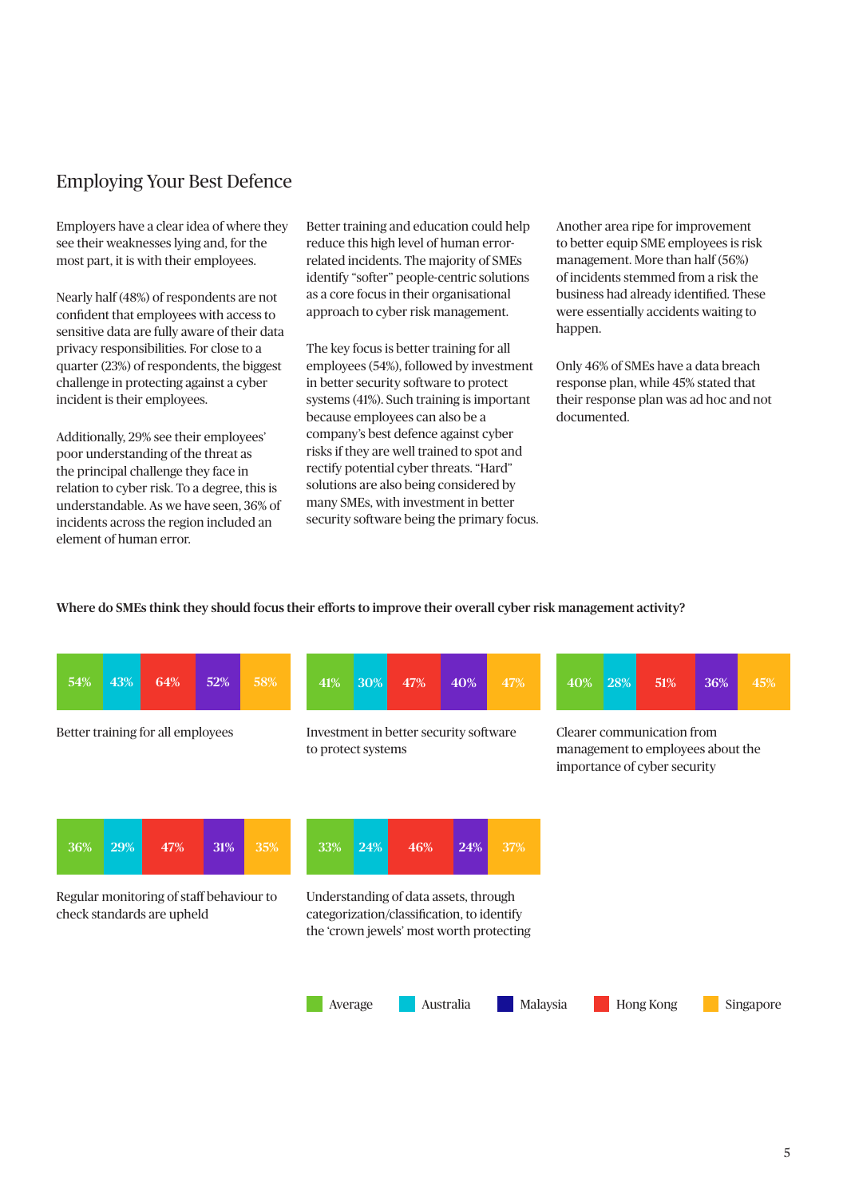## Employing Your Best Defence

Employers have a clear idea of where they see their weaknesses lying and, for the most part, it is with their employees.

Nearly half (48%) of respondents are not confident that employees with access to sensitive data are fully aware of their data privacy responsibilities. For close to a quarter (23%) of respondents, the biggest challenge in protecting against a cyber incident is their employees.

Additionally, 29% see their employees' poor understanding of the threat as the principal challenge they face in relation to cyber risk. To a degree, this is understandable. As we have seen, 36% of incidents across the region included an element of human error.

Better training and education could help reduce this high level of human error-related incidents. The majority of SMEs identify "softer" people-centric solutions as a core focus in their organisational approach to cyber risk management.

The key focus is better training for all employees (54%), followed by investment in better security software to protect systems (41%). Such training is important because employees can also be a company's best defence against cyber risks if they are well trained to spot and rectify potential cyber threats. "Hard" solutions are also being considered by many SMEs, with investment in better security software being the primary focus.

Another area ripe for improvement to better equip SME employees is risk management. More than half (56%) of incidents stemmed from a risk the business had already identified. These were essentially accidents waiting to happen.

Only 46% of SMEs have a data breach response plan, while 45% stated that their response plan was ad hoc and not documented.

**Where do SMEs think they should focus their efforts to improve their overall cyber risk management activity?**

| | Average | Australia | Hong Kong | Malaysia | Singapore |
|---|---|---|---|---|---|
| Better training for all employees | 54% | 43% | 64% | 52% | 58% |
| Investment in better security software to protect systems | 41% | 30% | 47% | 40% | 47% |
| Clearer communication from management to employees about the importance of cyber security | 40% | 28% | 51% | 36% | 45% |
| Regular monitoring of staff behaviour to check standards are upheld | 36% | 29% | 47% | 31% | 35% |
| Understanding of data assets, through categorization/classification, to identify the 'crown jewels' most worth protecting | 33% | 24% | 46% | 24% | 37% |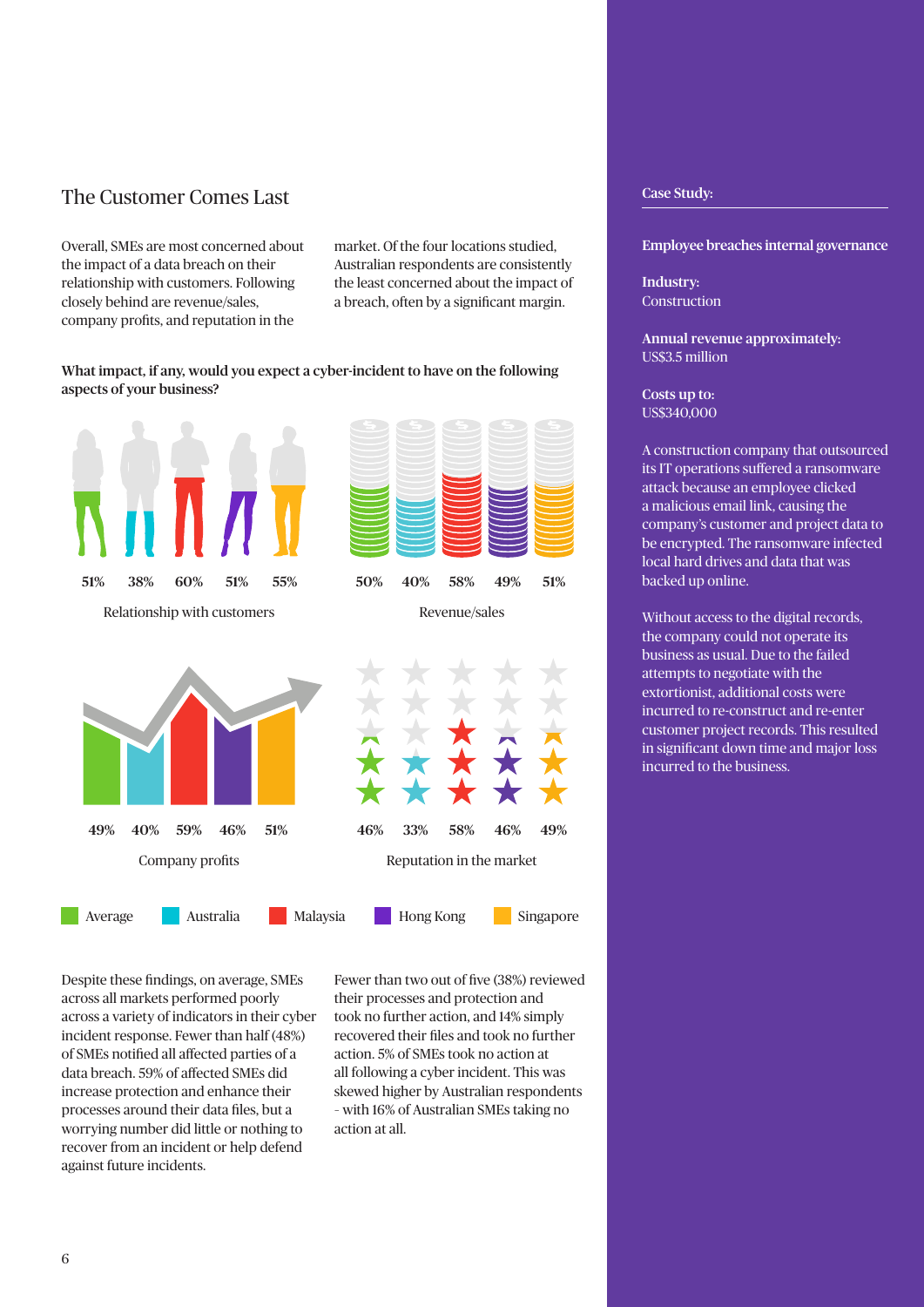## The Customer Comes Last

Overall, SMEs are most concerned about the impact of a data breach on their relationship with customers. Following closely behind are revenue/sales, company profits, and reputation in the market. Of the four locations studied, Australian respondents are consistently the least concerned about the impact of a breach, often by a significant margin.

**What impact, if any, would you expect a cyber-incident to have on the following aspects of your business?**

| | Average | Australia | Malaysia | Hong Kong | Singapore |
|---|---|---|---|---|---|
| Relationship with customers | 51% | 38% | 60% | 51% | 55% |
| Revenue/sales | 50% | 40% | 58% | 49% | 51% |
| Company profits | 49% | 40% | 59% | 46% | 51% |
| Reputation in the market | 46% | 33% | 58% | 46% | 49% |

Despite these findings, on average, SMEs across all markets performed poorly across a variety of indicators in their cyber incident response. Fewer than half (48%) of SMEs notified all affected parties of a data breach. 59% of affected SMEs did increase protection and enhance their processes around their data files, but a worrying number did little or nothing to recover from an incident or help defend against future incidents.

Fewer than two out of five (38%) reviewed their processes and protection and took no further action, and 14% simply recovered their files and took no further action. 5% of SMEs took no action at all following a cyber incident. This was skewed higher by Australian respondents – with 16% of Australian SMEs taking no action at all.

### Case Study:

**Employee breaches internal governance**

**Industry:**
Construction

**Annual revenue approximately:**
US$3.5 million

**Costs up to:**
US$340,000

A construction company that outsourced its IT operations suffered a ransomware attack because an employee clicked a malicious email link, causing the company's customer and project data to be encrypted. The ransomware infected local hard drives and data that was backed up online.

Without access to the digital records, the company could not operate its business as usual. Due to the failed attempts to negotiate with the extortionist, additional costs were incurred to re-construct and re-enter customer project records. This resulted in significant down time and major loss incurred to the business.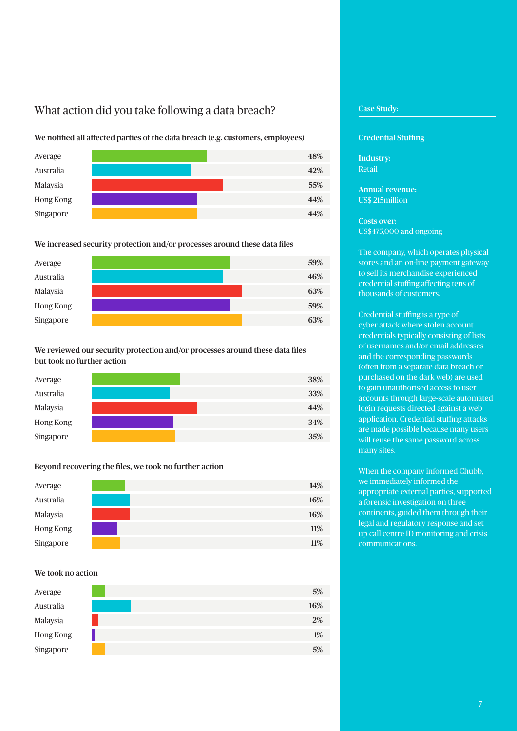## What action did you take following a data breach?

**We notified all affected parties of the data breach (e.g. customers, employees)**

| | |
|---|---|
| Average | 48% |
| Australia | 42% |
| Malaysia | 55% |
| Hong Kong | 44% |
| Singapore | 44% |

**We increased security protection and/or processes around these data files**

| | |
|---|---|
| Average | 59% |
| Australia | 46% |
| Malaysia | 63% |
| Hong Kong | 59% |
| Singapore | 63% |

**We reviewed our security protection and/or processes around these data files but took no further action**

| | |
|---|---|
| Average | 38% |
| Australia | 33% |
| Malaysia | 44% |
| Hong Kong | 34% |
| Singapore | 35% |

**Beyond recovering the files, we took no further action**

| | |
|---|---|
| Average | 14% |
| Australia | 16% |
| Malaysia | 16% |
| Hong Kong | 11% |
| Singapore | 11% |

**We took no action**

| | |
|---|---|
| Average | 5% |
| Australia | 16% |
| Malaysia | 2% |
| Hong Kong | 1% |
| Singapore | 5% |

**Case Study:**

**Credential Stuffing**

**Industry:**
Retail

**Annual revenue:**
US$ 215million

**Costs over:**
US$475,000 and ongoing

The company, which operates physical stores and an on-line payment gateway to sell its merchandise experienced credential stuffing affecting tens of thousands of customers.

Credential stuffing is a type of cyber attack where stolen account credentials typically consisting of lists of usernames and/or email addresses and the corresponding passwords (often from a separate data breach or purchased on the dark web) are used to gain unauthorised access to user accounts through large-scale automated login requests directed against a web application. Credential stuffing attacks are made possible because many users will reuse the same password across many sites.

When the company informed Chubb, we immediately informed the appropriate external parties, supported a forensic investigation on three continents, guided them through their legal and regulatory response and set up call centre ID monitoring and crisis communications.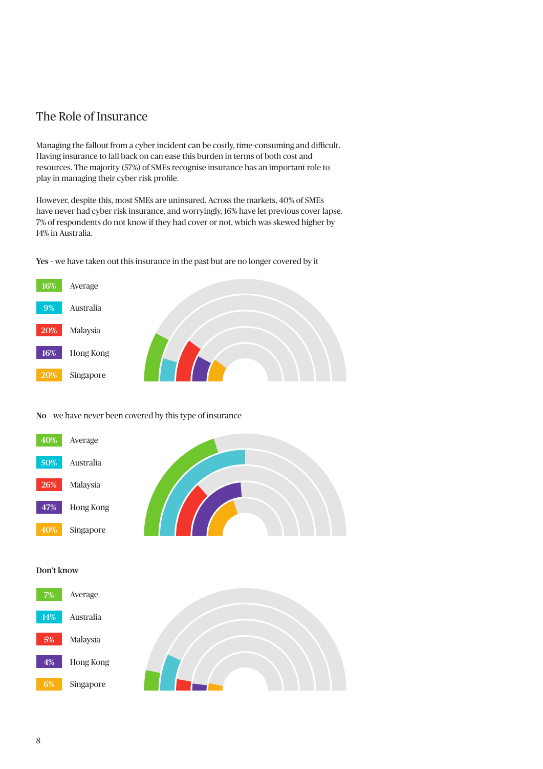## The Role of Insurance

Managing the fallout from a cyber incident can be costly, time-consuming and difficult. Having insurance to fall back on can ease this burden in terms of both cost and resources. The majority (57%) of SMEs recognise insurance has an important role to play in managing their cyber risk profile.

However, despite this, most SMEs are uninsured. Across the markets, 40% of SMEs have never had cyber risk insurance, and worryingly, 16% have let previous cover lapse. 7% of respondents do not know if they had cover or not, which was skewed higher by 14% in Australia.

**Yes** - we have taken out this insurance in the past but are no longer covered by it

| | |
|---|---|
| 16% | Average |
| 9% | Australia |
| 20% | Malaysia |
| 16% | Hong Kong |
| 20% | Singapore |

**No** - we have never been covered by this type of insurance

| | |
|---|---|
| 40% | Average |
| 50% | Australia |
| 26% | Malaysia |
| 47% | Hong Kong |
| 40% | Singapore |

**Don't know**

| | |
|---|---|
| 7% | Average |
| 14% | Australia |
| 5% | Malaysia |
| 4% | Hong Kong |
| 6% | Singapore |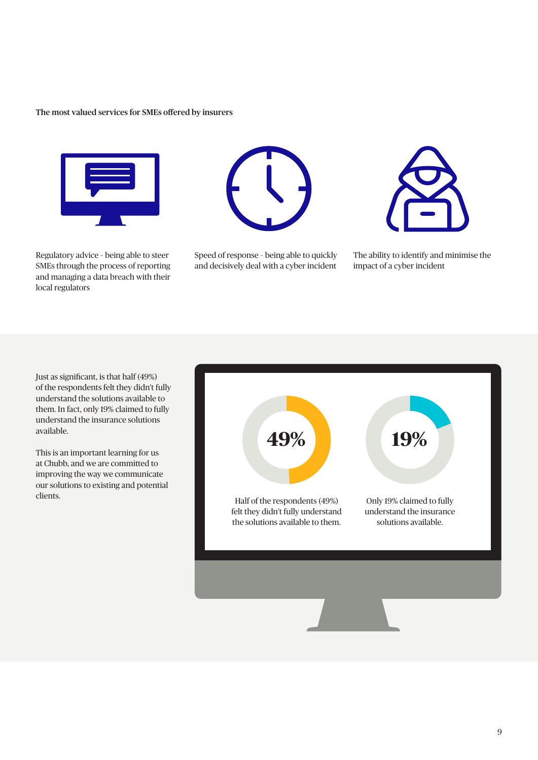**The most valued services for SMEs offered by insurers**

Regulatory advice - being able to steer SMEs through the process of reporting and managing a data breach with their local regulators

Speed of response - being able to quickly and decisively deal with a cyber incident

The ability to identify and minimise the impact of a cyber incident

Just as significant, is that half (49%) of the respondents felt they didn't fully understand the solutions available to them. In fact, only 19% claimed to fully understand the insurance solutions available.

This is an important learning for us at Chubb, and we are committed to improving the way we communicate our solutions to existing and potential clients.

**49%**

Half of the respondents (49%) felt they didn't fully understand the solutions available to them.

**19%**

Only 19% claimed to fully understand the insurance solutions available.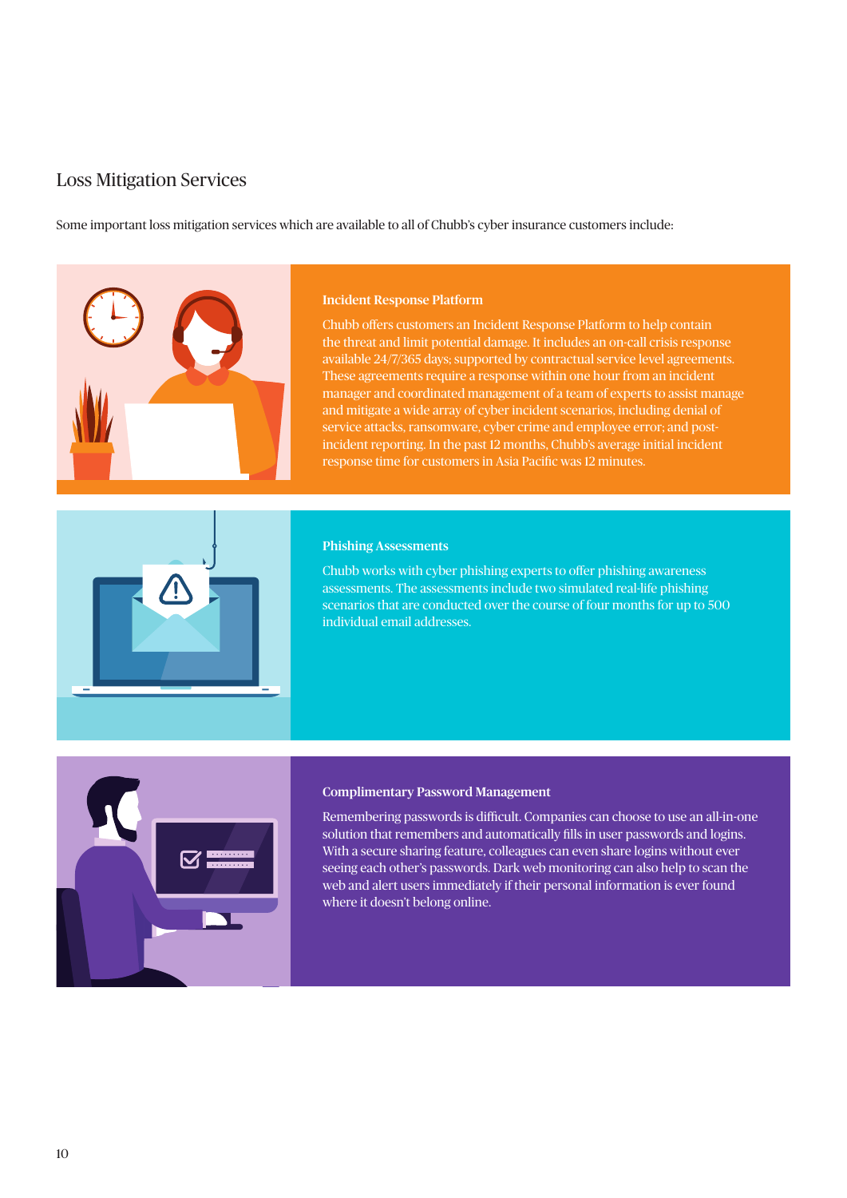## Loss Mitigation Services

Some important loss mitigation services which are available to all of Chubb's cyber insurance customers include:

### Incident Response Platform

Chubb offers customers an Incident Response Platform to help contain the threat and limit potential damage. It includes an on-call crisis response available 24/7/365 days; supported by contractual service level agreements. These agreements require a response within one hour from an incident manager and coordinated management of a team of experts to assist manage and mitigate a wide array of cyber incident scenarios, including denial of service attacks, ransomware, cyber crime and employee error; and post-incident reporting. In the past 12 months, Chubb's average initial incident response time for customers in Asia Pacific was 12 minutes.

### Phishing Assessments

Chubb works with cyber phishing experts to offer phishing awareness assessments. The assessments include two simulated real-life phishing scenarios that are conducted over the course of four months for up to 500 individual email addresses.

### Complimentary Password Management

Remembering passwords is difficult. Companies can choose to use an all-in-one solution that remembers and automatically fills in user passwords and logins. With a secure sharing feature, colleagues can even share logins without ever seeing each other's passwords. Dark web monitoring can also help to scan the web and alert users immediately if their personal information is ever found where it doesn't belong online.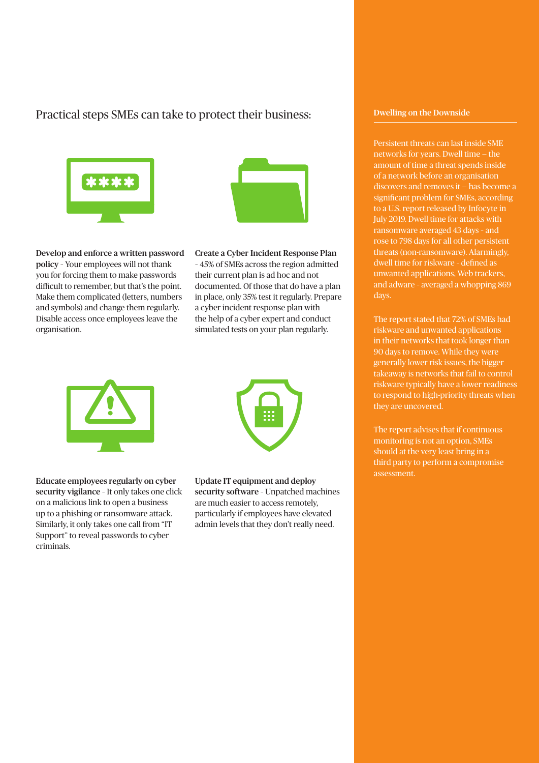## Practical steps SMEs can take to protect their business:

**Develop and enforce a written password policy** - Your employees will not thank you for forcing them to make passwords difficult to remember, but that's the point. Make them complicated (letters, numbers and symbols) and change them regularly. Disable access once employees leave the organisation.

**Create a Cyber Incident Response Plan** - 45% of SMEs across the region admitted their current plan is ad hoc and not documented. Of those that do have a plan in place, only 35% test it regularly. Prepare a cyber incident response plan with the help of a cyber expert and conduct simulated tests on your plan regularly.

**Educate employees regularly on cyber security vigilance** - It only takes one click on a malicious link to open a business up to a phishing or ransomware attack. Similarly, it only takes one call from "IT Support" to reveal passwords to cyber criminals.

**Update IT equipment and deploy security software** - Unpatched machines are much easier to access remotely, particularly if employees have elevated admin levels that they don't really need.

### Dwelling on the Downside

Persistent threats can last inside SME networks for years. Dwell time – the amount of time a threat spends inside of a network before an organisation discovers and removes it – has become a significant problem for SMEs, according to a U.S. report released by Infocyte in July 2019. Dwell time for attacks with ransomware averaged 43 days - and rose to 798 days for all other persistent threats (non-ransomware). Alarmingly, dwell time for riskware - defined as unwanted applications, Web trackers, and adware - averaged a whopping 869 days.

The report stated that 72% of SMEs had riskware and unwanted applications in their networks that took longer than 90 days to remove. While they were generally lower risk issues, the bigger takeaway is networks that fail to control riskware typically have a lower readiness to respond to high-priority threats when they are uncovered.

The report advises that if continuous monitoring is not an option, SMEs should at the very least bring in a third party to perform a compromise assessment.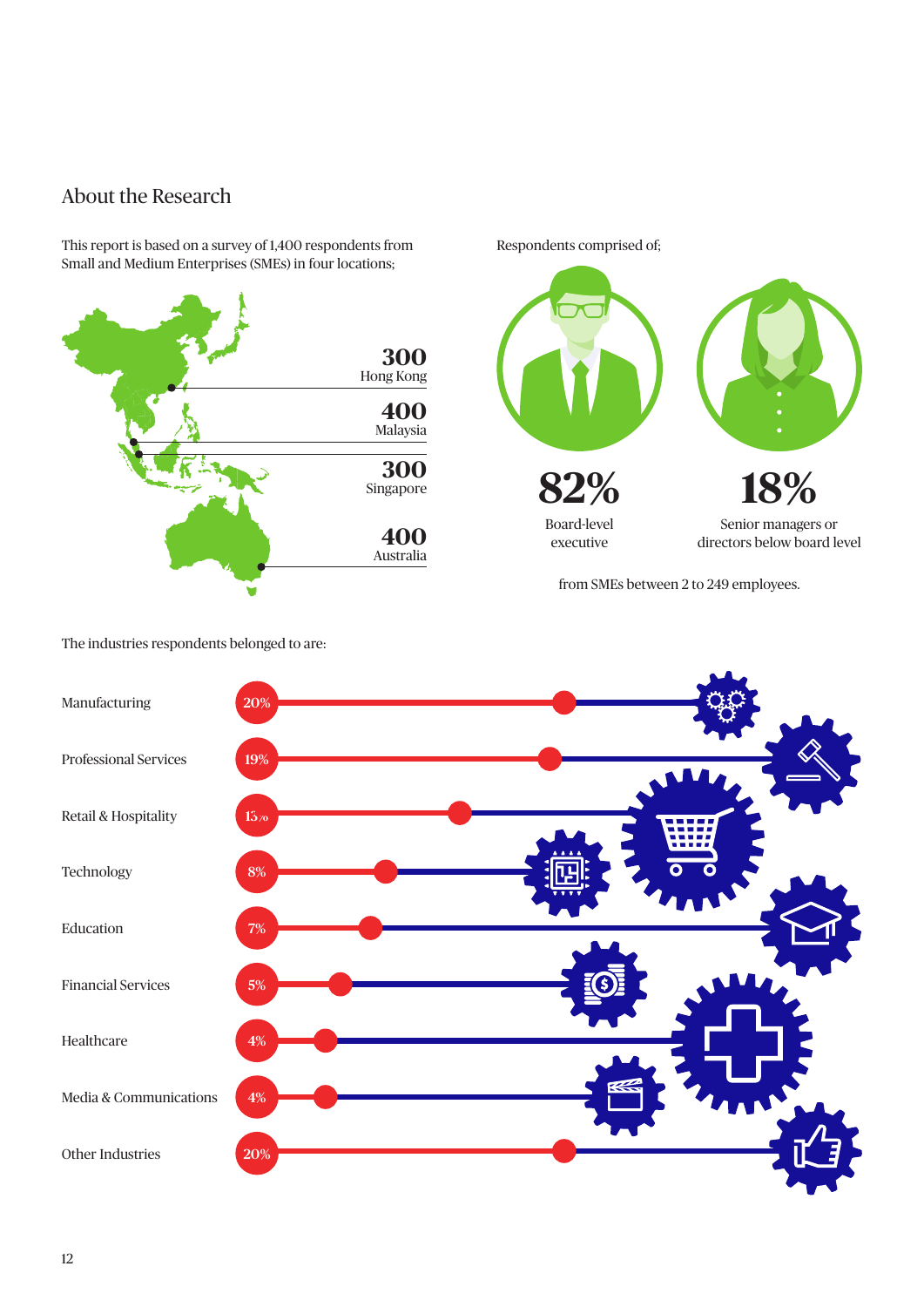## About the Research

This report is based on a survey of 1,400 respondents from Small and Medium Enterprises (SMEs) in four locations;

| Location | Respondents |
|---|---|
| Hong Kong | 300 |
| Malaysia | 400 |
| Singapore | 300 |
| Australia | 400 |

Respondents comprised of;

**82%** Board-level executive

**18%** Senior managers or directors below board level

from SMEs between 2 to 249 employees.

The industries respondents belonged to are:

| Industry | Percentage |
|---|---|
| Manufacturing | 20% |
| Professional Services | 19% |
| Retail & Hospitality | 13% |
| Technology | 8% |
| Education | 7% |
| Financial Services | 5% |
| Healthcare | 4% |
| Media & Communications | 4% |
| Other Industries | 20% |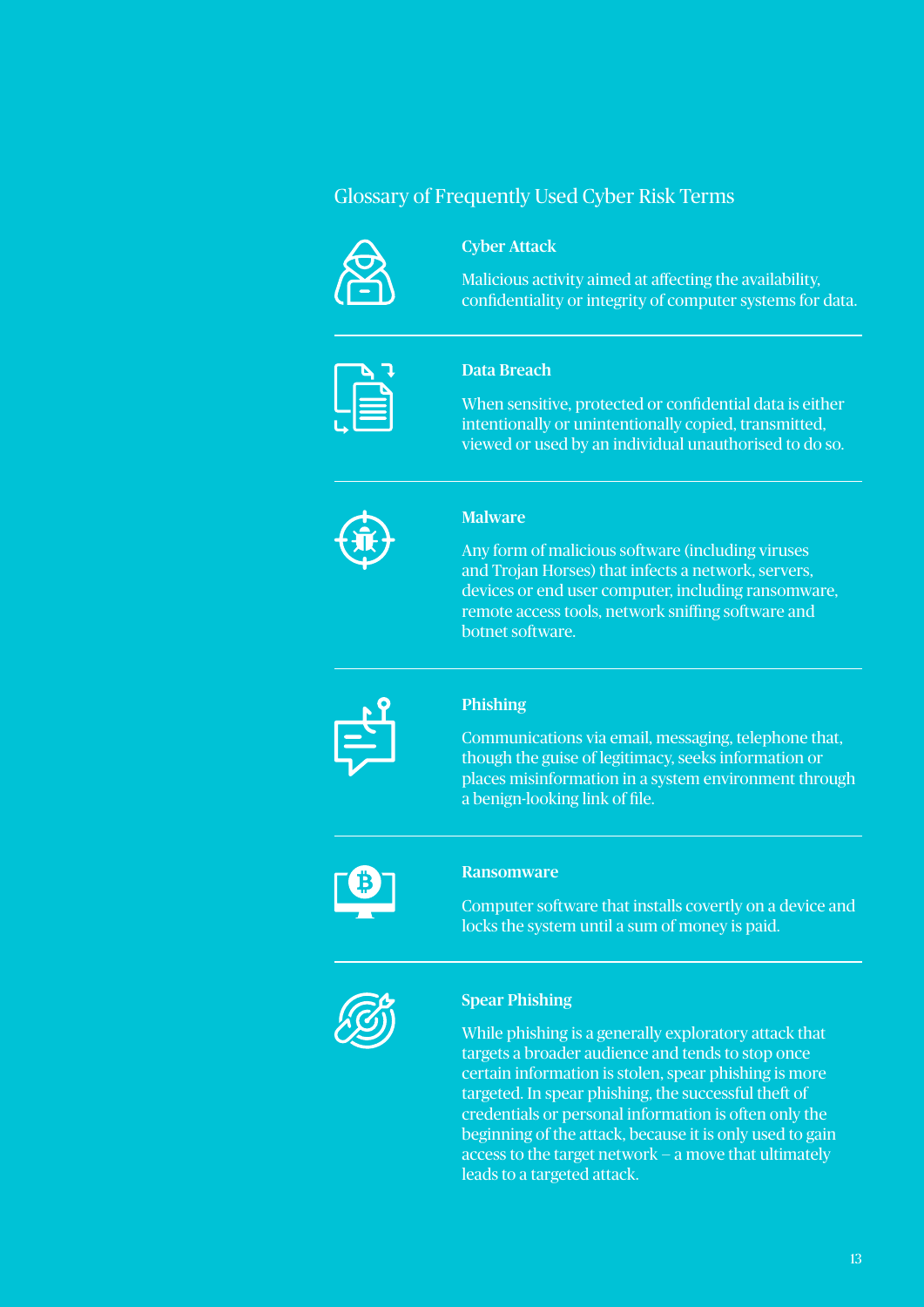## Glossary of Frequently Used Cyber Risk Terms

### Cyber Attack

Malicious activity aimed at affecting the availability, confidentiality or integrity of computer systems for data.

### Data Breach

When sensitive, protected or confidential data is either intentionally or unintentionally copied, transmitted, viewed or used by an individual unauthorised to do so.

### Malware

Any form of malicious software (including viruses and Trojan Horses) that infects a network, servers, devices or end user computer, including ransomware, remote access tools, network sniffing software and botnet software.

### Phishing

Communications via email, messaging, telephone that, though the guise of legitimacy, seeks information or places misinformation in a system environment through a benign-looking link of file.

### Ransomware

Computer software that installs covertly on a device and locks the system until a sum of money is paid.

### Spear Phishing

While phishing is a generally exploratory attack that targets a broader audience and tends to stop once certain information is stolen, spear phishing is more targeted. In spear phishing, the successful theft of credentials or personal information is often only the beginning of the attack, because it is only used to gain access to the target network – a move that ultimately leads to a targeted attack.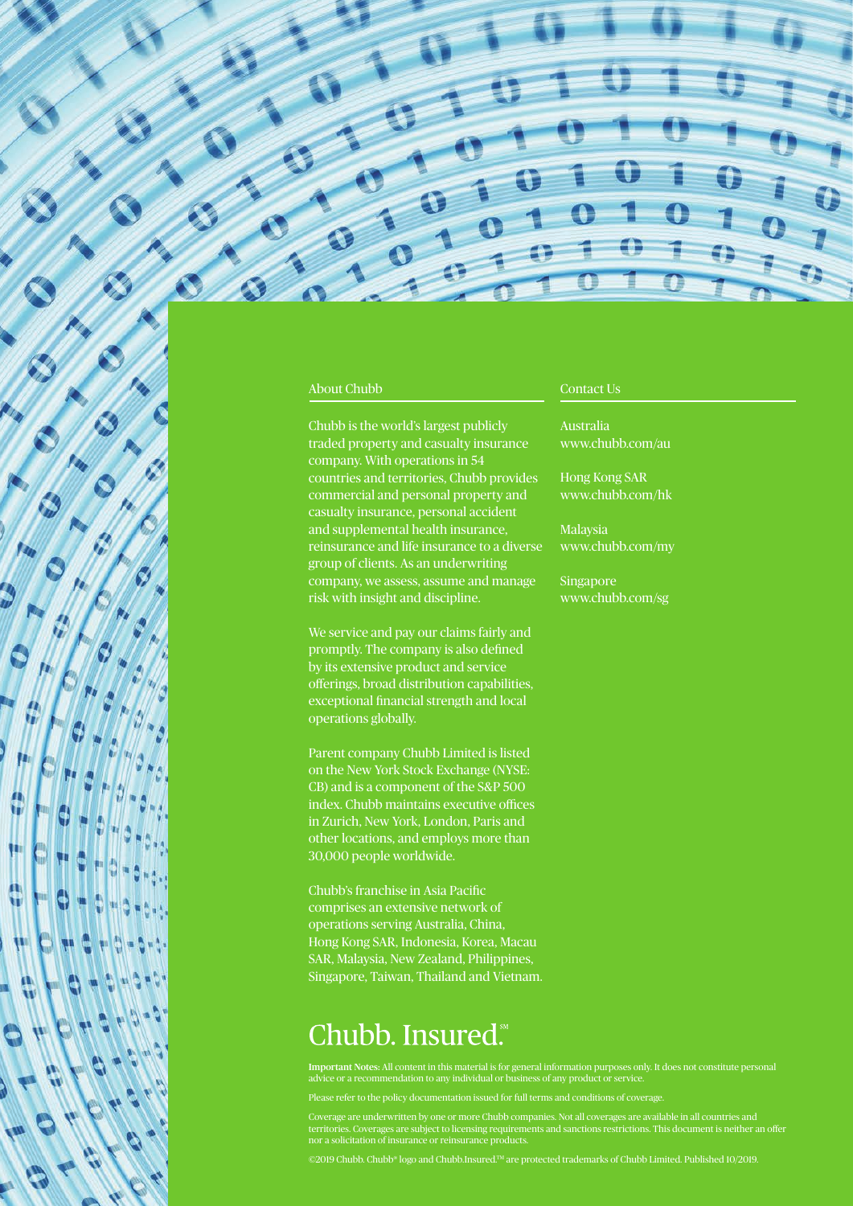## About Chubb

Chubb is the world's largest publicly traded property and casualty insurance company. With operations in 54 countries and territories, Chubb provides commercial and personal property and casualty insurance, personal accident and supplemental health insurance, reinsurance and life insurance to a diverse group of clients. As an underwriting company, we assess, assume and manage risk with insight and discipline.

We service and pay our claims fairly and promptly. The company is also defined by its extensive product and service offerings, broad distribution capabilities, exceptional financial strength and local operations globally.

Parent company Chubb Limited is listed on the New York Stock Exchange (NYSE: CB) and is a component of the S&P 500 index. Chubb maintains executive offices in Zurich, New York, London, Paris and other locations, and employs more than 30,000 people worldwide.

Chubb's franchise in Asia Pacific comprises an extensive network of operations serving Australia, China, Hong Kong SAR, Indonesia, Korea, Macau SAR, Malaysia, New Zealand, Philippines, Singapore, Taiwan, Thailand and Vietnam.

## Contact Us

Australia
www.chubb.com/au

Hong Kong SAR
www.chubb.com/hk

Malaysia
www.chubb.com/my

Singapore
www.chubb.com/sg

# Chubb. Insured.SM

**Important Notes:** All content in this material is for general information purposes only. It does not constitute personal advice or a recommendation to any individual or business of any product or service.

Please refer to the policy documentation issued for full terms and conditions of coverage.

Coverage are underwritten by one or more Chubb companies. Not all coverages are available in all countries and territories. Coverages are subject to licensing requirements and sanctions restrictions. This document is neither an offer nor a solicitation of insurance or reinsurance products.

©2019 Chubb. Chubb® logo and Chubb.Insured.™ are protected trademarks of Chubb Limited. Published 10/2019.